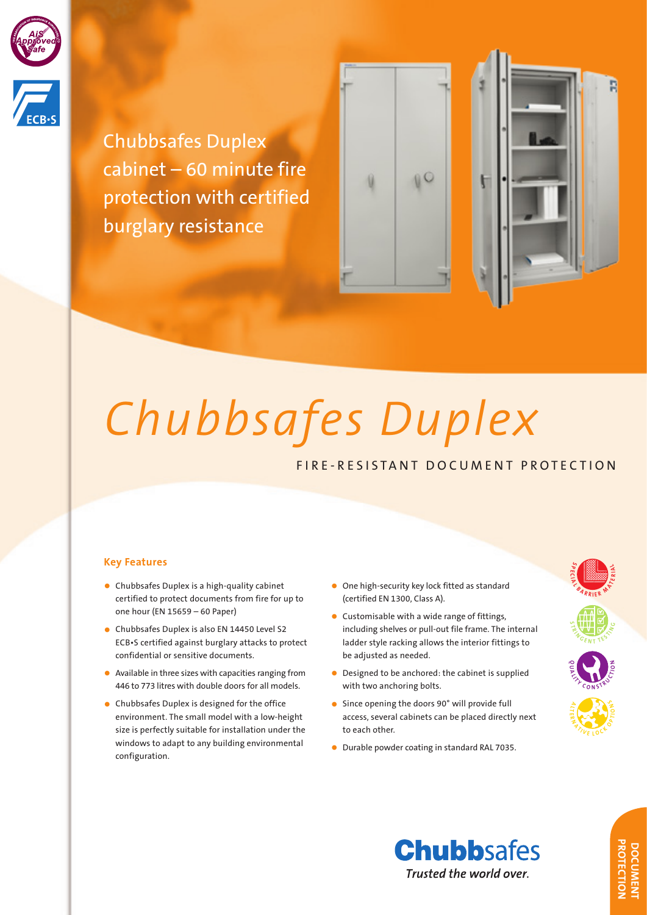Chubbsafes Duplex cabinet – 60 minute fire protection with certified burglary resistance

# *Chubbsafes Duplex*

## FIRE-RESISTANT DOCUMENT PROTECTION

### Key Features

- Chubbsafes Duplex is a high-quality cabinet certified to protect documents from fire for up to one hour (EN 15659 – 60 Paper)
- Chubbsafes Duplex is also EN 14450 Level S2 ECB•S certified against burglary attacks to protect confidential or sensitive documents.
- Available in three sizes with capacities ranging from 446 to 773 litres with double doors for all models.
- Chubbsafes Duplex is designed for the office environment. The small model with a low-height size is perfectly suitable for installation under the windows to adapt to any building environmental configuration.
- One high-security key lock fitted as standard (certified EN 1300, Class A).
- Customisable with a wide range of fittings, including shelves or pull-out file frame. The internal ladder style racking allows the interior fittings to be adjusted as needed.
- Designed to be anchored: the cabinet is supplied with two anchoring bolts.
- Since opening the doors 90° will provide full access, several cabinets can be placed directly next to each other.
- Durable powder coating in standard RAL 7035.

Special Barrier Material

Stringent Testing

Quality Construction

Alternative Lock Options

**Chubbsafes**

*Trusted the world over.*

DOCUMENT PROTECTION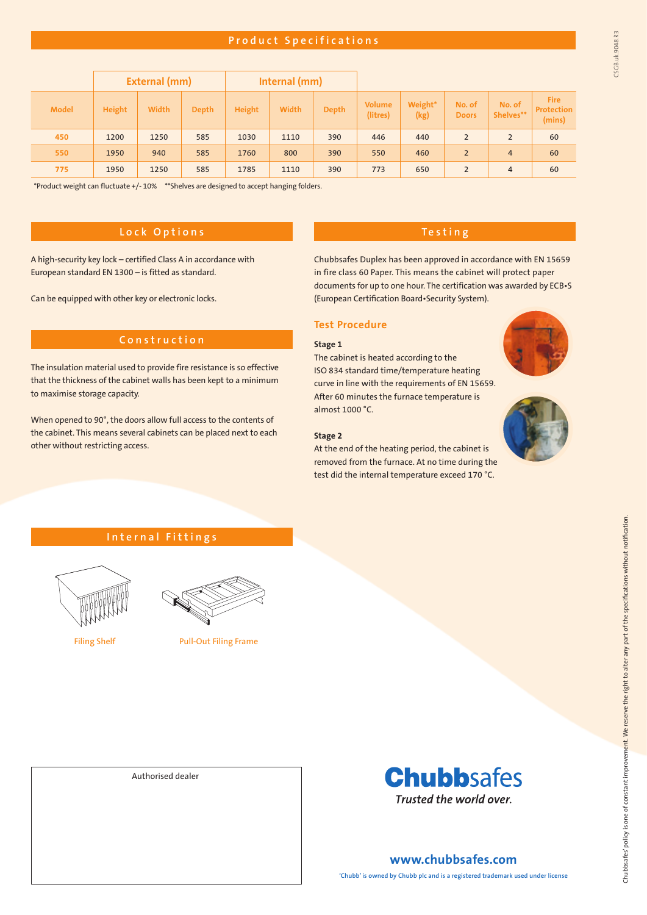## Product Specifications

| | External (mm) | | | Internal (mm) | | | | | | | |
|---|---|---|---|---|---|---|---|---|---|---|---|
| Model | Height | Width | Depth | Height | Width | Depth | Volume (litres) | Weight* (kg) | No. of Doors | No. of Shelves** | Fire Protection (mins) |
| 450 | 1200 | 1250 | 585 | 1030 | 1110 | 390 | 446 | 440 | 2 | 2 | 60 |
| 550 | 1950 | 940 | 585 | 1760 | 800 | 390 | 550 | 460 | 2 | 4 | 60 |
| 775 | 1950 | 1250 | 585 | 1785 | 1110 | 390 | 773 | 650 | 2 | 4 | 60 |

*Product weight can fluctuate +/- 10% **Shelves are designed to accept hanging folders.

## Lock Options

A high-security key lock – certified Class A in accordance with European standard EN 1300 – is fitted as standard.

Can be equipped with other key or electronic locks.

## Construction

The insulation material used to provide fire resistance is so effective that the thickness of the cabinet walls has been kept to a minimum to maximise storage capacity.

When opened to 90°, the doors allow full access to the contents of the cabinet. This means several cabinets can be placed next to each other without restricting access.

## Testing

Chubbsafes Duplex has been approved in accordance with EN 15659 in fire class 60 Paper. This means the cabinet will protect paper documents for up to one hour. The certification was awarded by ECB•S (European Certification Board•Security System).

### Test Procedure

**Stage 1**

The cabinet is heated according to the ISO 834 standard time/temperature heating curve in line with the requirements of EN 15659. After 60 minutes the furnace temperature is almost 1000 °C.

**Stage 2**

At the end of the heating period, the cabinet is removed from the furnace. At no time during the test did the internal temperature exceed 170 °C.

## Internal Fittings

Filing Shelf

Pull-Out Filing Frame

Authorised dealer

**Chubbsafes**

*Trusted the world over.*

**www.chubbsafes.com**

'Chubb' is owned by Chubb plc and is a registered trademark used under license

Chubbsafes' policy is one of constant improvement. We reserve the right to alter any part of the specifications without notification.

CSCB.uk.9048.R3